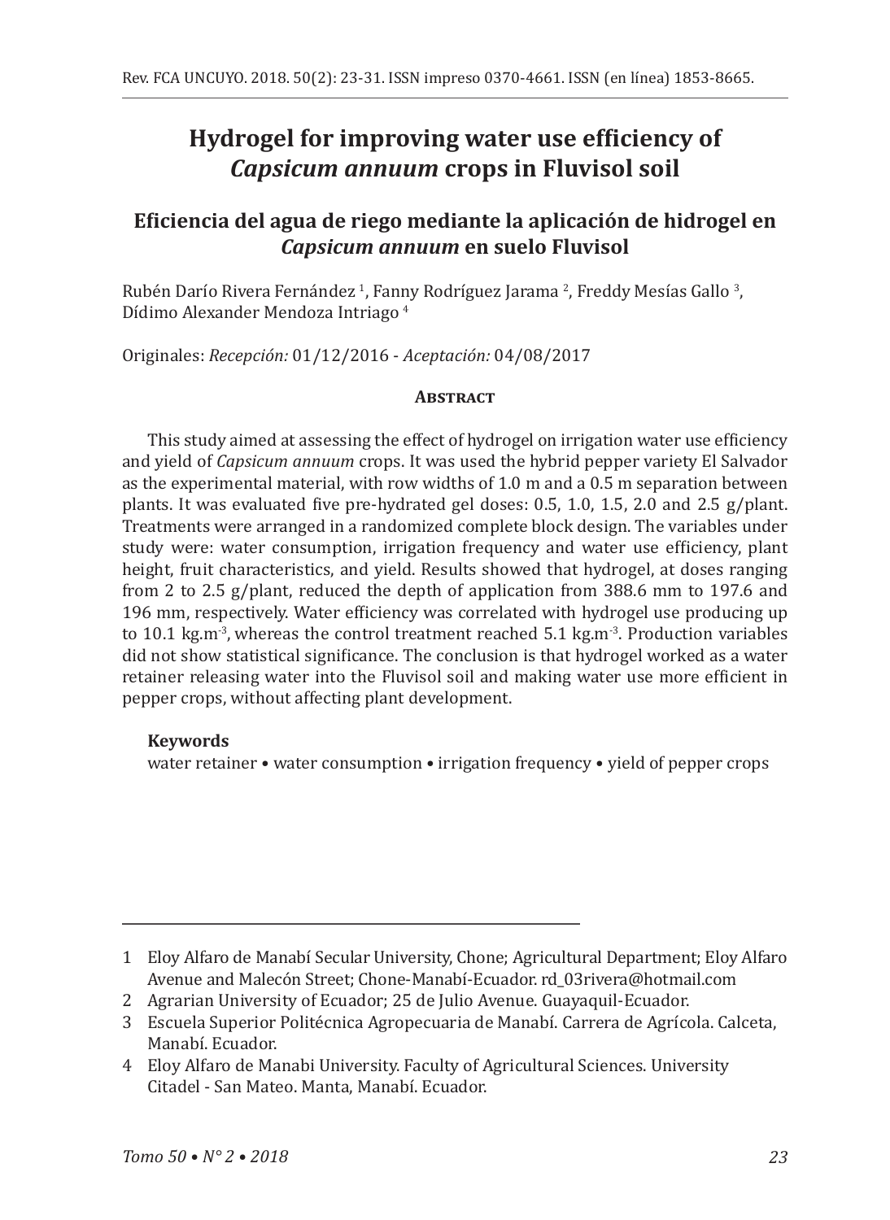# Hydrogel for improving water use efficiency of *Capsicum annuum* crops in Fluvisol soil

## Eficiencia del agua de riego mediante la aplicación de hidrogel en *Capsicum annuum* en suelo Fluvisol

Rubén Darío Rivera Fernández [1], Fanny Rodríguez Jarama [2], Freddy Mesías Gallo [3], Dídimo Alexander Mendoza Intriago [4]

Originales: *Recepción:* 01/12/2016 - *Aceptación:* 04/08/2017

### Abstract

This study aimed at assessing the effect of hydrogel on irrigation water use efficiency and yield of *Capsicum annuum* crops. It was used the hybrid pepper variety El Salvador as the experimental material, with row widths of 1.0 m and a 0.5 m separation between plants. It was evaluated five pre-hydrated gel doses: 0.5, 1.0, 1.5, 2.0 and 2.5 g/plant. Treatments were arranged in a randomized complete block design. The variables under study were: water consumption, irrigation frequency and water use efficiency, plant height, fruit characteristics, and yield. Results showed that hydrogel, at doses ranging from 2 to 2.5 g/plant, reduced the depth of application from 388.6 mm to 197.6 and 196 mm, respectively. Water efficiency was correlated with hydrogel use producing up to 10.1 kg.m$^{-3}$, whereas the control treatment reached 5.1 kg.m$^{-3}$. Production variables did not show statistical significance. The conclusion is that hydrogel worked as a water retainer releasing water into the Fluvisol soil and making water use more efficient in pepper crops, without affecting plant development.

**Keywords**

water retainer • water consumption • irrigation frequency • yield of pepper crops

---

1 Eloy Alfaro de Manabí Secular University, Chone; Agricultural Department; Eloy Alfaro Avenue and Malecón Street; Chone-Manabí-Ecuador. rd_03rivera@hotmail.com

2 Agrarian University of Ecuador; 25 de Julio Avenue. Guayaquil-Ecuador.

3 Escuela Superior Politécnica Agropecuaria de Manabí. Carrera de Agrícola. Calceta, Manabí. Ecuador.

4 Eloy Alfaro de Manabi University. Faculty of Agricultural Sciences. University Citadel - San Mateo. Manta, Manabí. Ecuador.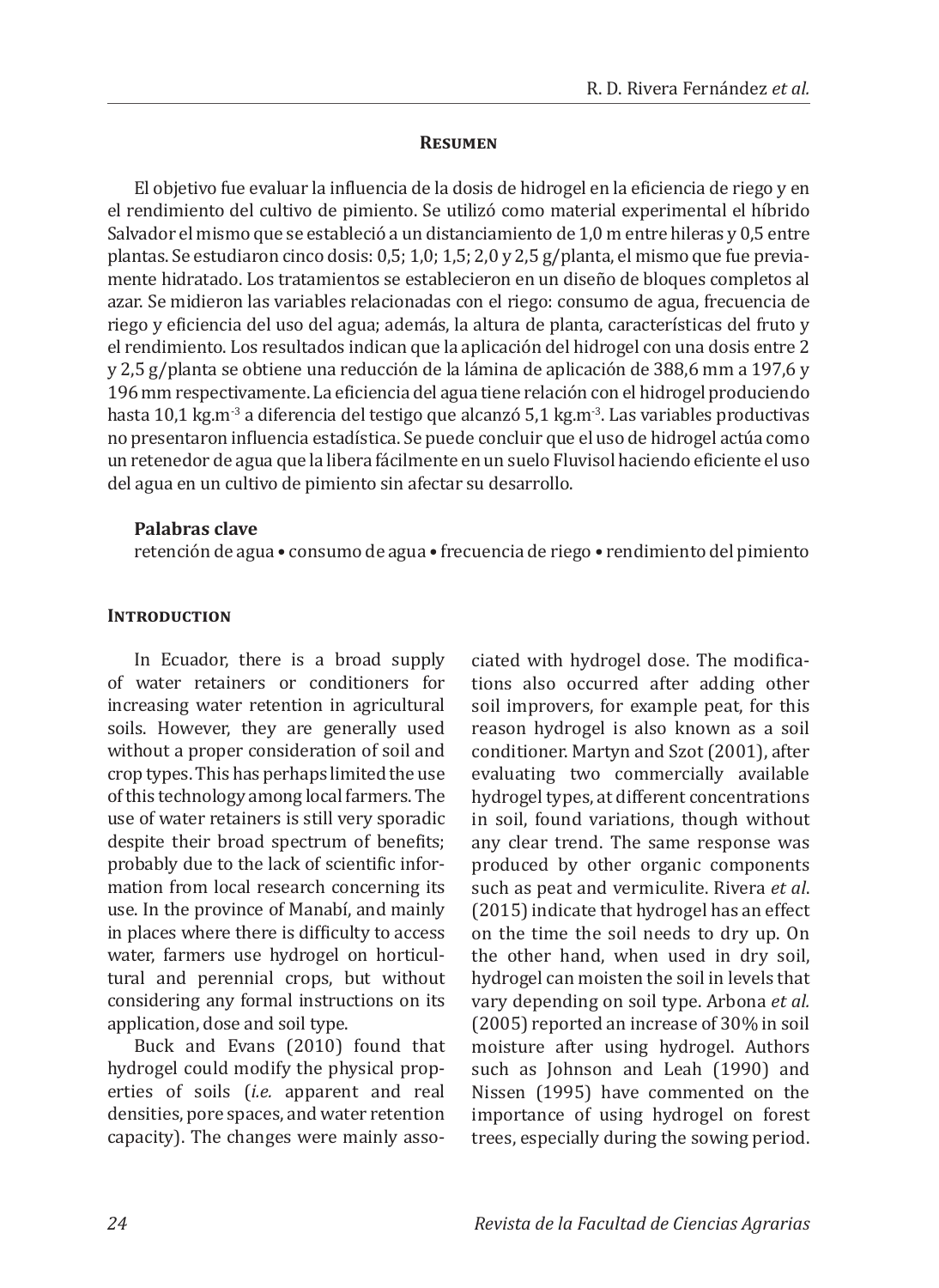## Resumen

El objetivo fue evaluar la influencia de la dosis de hidrogel en la eficiencia de riego y en el rendimiento del cultivo de pimiento. Se utilizó como material experimental el híbrido Salvador el mismo que se estableció a un distanciamiento de 1,0 m entre hileras y 0,5 entre plantas. Se estudiaron cinco dosis: 0,5; 1,0; 1,5; 2,0 y 2,5 g/planta, el mismo que fue previamente hidratado. Los tratamientos se establecieron en un diseño de bloques completos al azar. Se midieron las variables relacionadas con el riego: consumo de agua, frecuencia de riego y eficiencia del uso del agua; además, la altura de planta, características del fruto y el rendimiento. Los resultados indican que la aplicación del hidrogel con una dosis entre 2 y 2,5 g/planta se obtiene una reducción de la lámina de aplicación de 388,6 mm a 197,6 y 196 mm respectivamente. La eficiencia del agua tiene relación con el hidrogel produciendo hasta 10,1 $kg.m^{-3}$ a diferencia del testigo que alcanzó 5,1 $kg.m^{-3}$. Las variables productivas no presentaron influencia estadística. Se puede concluir que el uso de hidrogel actúa como un retenedor de agua que la libera fácilmente en un suelo Fluvisol haciendo eficiente el uso del agua en un cultivo de pimiento sin afectar su desarrollo.

**Palabras clave**

retención de agua • consumo de agua • frecuencia de riego • rendimiento del pimiento

## Introduction

In Ecuador, there is a broad supply of water retainers or conditioners for increasing water retention in agricultural soils. However, they are generally used without a proper consideration of soil and crop types. This has perhaps limited the use of this technology among local farmers. The use of water retainers is still very sporadic despite their broad spectrum of benefits; probably due to the lack of scientific information from local research concerning its use. In the province of Manabí, and mainly in places where there is difficulty to access water, farmers use hydrogel on horticultural and perennial crops, but without considering any formal instructions on its application, dose and soil type.

Buck and Evans (2010) found that hydrogel could modify the physical properties of soils (*i.e.* apparent and real densities, pore spaces, and water retention capacity). The changes were mainly associated with hydrogel dose. The modifications also occurred after adding other soil improvers, for example peat, for this reason hydrogel is also known as a soil conditioner. Martyn and Szot (2001), after evaluating two commercially available hydrogel types, at different concentrations in soil, found variations, though without any clear trend. The same response was produced by other organic components such as peat and vermiculite. Rivera *et al*. (2015) indicate that hydrogel has an effect on the time the soil needs to dry up. On the other hand, when used in dry soil, hydrogel can moisten the soil in levels that vary depending on soil type. Arbona *et al.* (2005) reported an increase of 30% in soil moisture after using hydrogel. Authors such as Johnson and Leah (1990) and Nissen (1995) have commented on the importance of using hydrogel on forest trees, especially during the sowing period.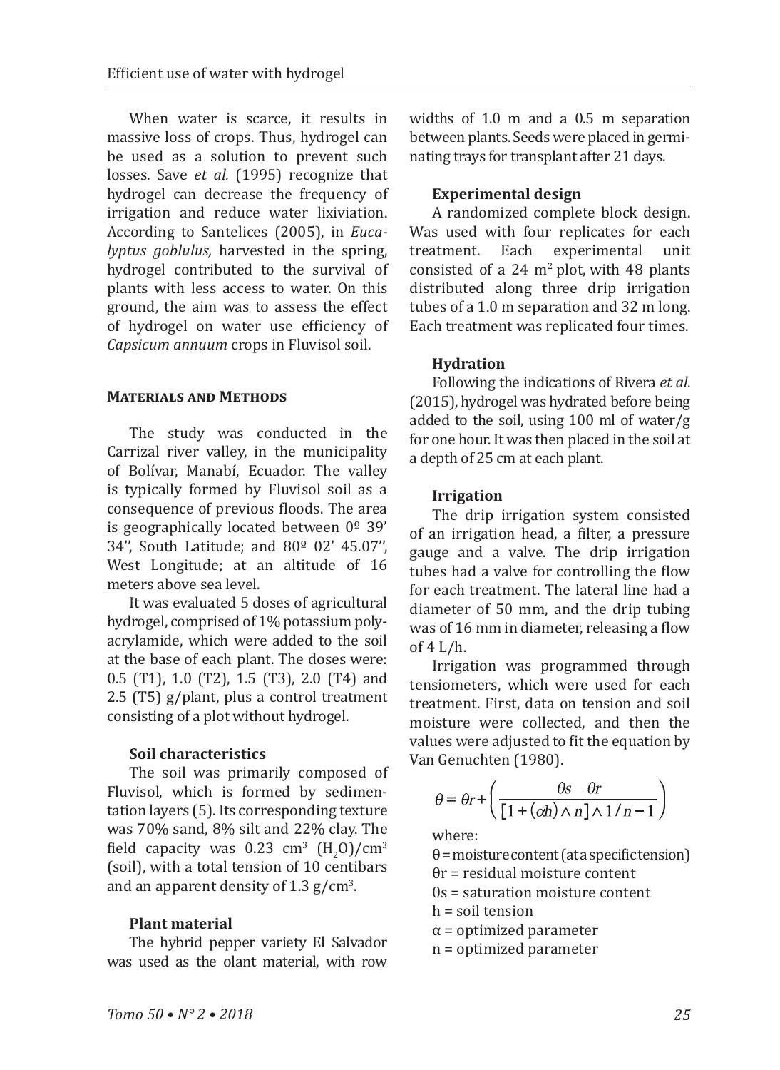When water is scarce, it results in massive loss of crops. Thus, hydrogel can be used as a solution to prevent such losses. Save *et al.* (1995) recognize that hydrogel can decrease the frequency of irrigation and reduce water lixiviation. According to Santelices (2005), in *Eucalyptus goblulus,* harvested in the spring, hydrogel contributed to the survival of plants with less access to water. On this ground, the aim was to assess the effect of hydrogel on water use efficiency of *Capsicum annuum* crops in Fluvisol soil.

## Materials and Methods

The study was conducted in the Carrizal river valley, in the municipality of Bolívar, Manabí, Ecuador. The valley is typically formed by Fluvisol soil as a consequence of previous floods. The area is geographically located between 0º 39' 34'', South Latitude; and 80º 02' 45.07'', West Longitude; at an altitude of 16 meters above sea level.

It was evaluated 5 doses of agricultural hydrogel, comprised of 1% potassium polyacrylamide, which were added to the soil at the base of each plant. The doses were: 0.5 (T1), 1.0 (T2), 1.5 (T3), 2.0 (T4) and 2.5 (T5) g/plant, plus a control treatment consisting of a plot without hydrogel.

### Soil characteristics

The soil was primarily composed of Fluvisol, which is formed by sedimentation layers (5). Its corresponding texture was 70% sand, 8% silt and 22% clay. The field capacity was 0.23 $cm^3$ $(H_2O)/cm^3$ (soil), with a total tension of 10 centibars and an apparent density of 1.3 $g/cm^3$.

### Plant material

The hybrid pepper variety El Salvador was used as the olant material, with row widths of 1.0 m and a 0.5 m separation between plants. Seeds were placed in germinating trays for transplant after 21 days.

### Experimental design

A randomized complete block design. Was used with four replicates for each treatment. Each experimental unit consisted of a 24 $m^2$ plot, with 48 plants distributed along three drip irrigation tubes of a 1.0 m separation and 32 m long. Each treatment was replicated four times.

### Hydration

Following the indications of Rivera *et al*. (2015), hydrogel was hydrated before being added to the soil, using 100 ml of water/g for one hour. It was then placed in the soil at a depth of 25 cm at each plant.

### Irrigation

The drip irrigation system consisted of an irrigation head, a filter, a pressure gauge and a valve. The drip irrigation tubes had a valve for controlling the flow for each treatment. The lateral line had a diameter of 50 mm, and the drip tubing was of 16 mm in diameter, releasing a flow of 4 L/h.

Irrigation was programmed through tensiometers, which were used for each treatment. First, data on tension and soil moisture were collected, and then the values were adjusted to fit the equation by Van Genuchten (1980).

$$\theta = \theta r + \left( \frac{\theta s - \theta r}{[1 + (\alpha h) \wedge n] \wedge 1/n - 1} \right)$$

where:

θ = moisture content (at a specific tension)

θr = residual moisture content

θs = saturation moisture content

h = soil tension

α = optimized parameter

n = optimized parameter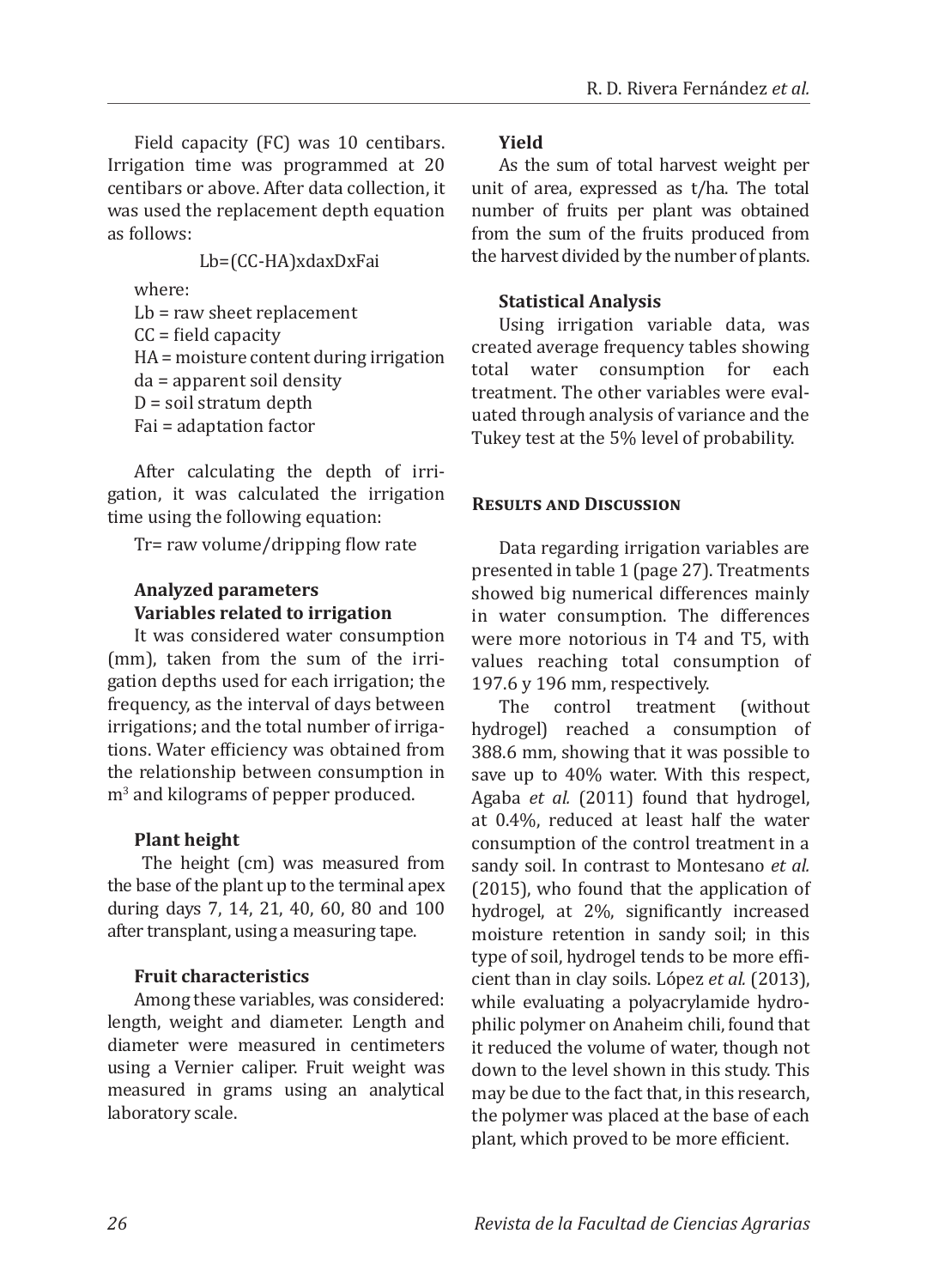Field capacity (FC) was 10 centibars. Irrigation time was programmed at 20 centibars or above. After data collection, it was used the replacement depth equation as follows:

$$Lb=(CC-HA)xdaxDxFai$$

where:
Lb = raw sheet replacement
CC = field capacity
HA = moisture content during irrigation
da = apparent soil density
D = soil stratum depth
Fai = adaptation factor

After calculating the depth of irrigation, it was calculated the irrigation time using the following equation:

Tr= raw volume/dripping flow rate

### Analyzed parameters

#### Variables related to irrigation

It was considered water consumption (mm), taken from the sum of the irrigation depths used for each irrigation; the frequency, as the interval of days between irrigations; and the total number of irrigations. Water efficiency was obtained from the relationship between consumption in $m^3$ and kilograms of pepper produced.

#### Plant height

The height (cm) was measured from the base of the plant up to the terminal apex during days 7, 14, 21, 40, 60, 80 and 100 after transplant, using a measuring tape.

#### Fruit characteristics

Among these variables, was considered: length, weight and diameter. Length and diameter were measured in centimeters using a Vernier caliper. Fruit weight was measured in grams using an analytical laboratory scale.

#### Yield

As the sum of total harvest weight per unit of area, expressed as t/ha. The total number of fruits per plant was obtained from the sum of the fruits produced from the harvest divided by the number of plants.

#### Statistical Analysis

Using irrigation variable data, was created average frequency tables showing total water consumption for each treatment. The other variables were evaluated through analysis of variance and the Tukey test at the 5% level of probability.

## Results and Discussion

Data regarding irrigation variables are presented in table 1 (page 27). Treatments showed big numerical differences mainly in water consumption. The differences were more notorious in T4 and T5, with values reaching total consumption of 197.6 y 196 mm, respectively.

The control treatment (without hydrogel) reached a consumption of 388.6 mm, showing that it was possible to save up to 40% water. With this respect, Agaba *et al.* (2011) found that hydrogel, at 0.4%, reduced at least half the water consumption of the control treatment in a sandy soil. In contrast to Montesano *et al.* (2015), who found that the application of hydrogel, at 2%, significantly increased moisture retention in sandy soil; in this type of soil, hydrogel tends to be more efficient than in clay soils. López *et al.* (2013), while evaluating a polyacrylamide hydrophilic polymer on Anaheim chili, found that it reduced the volume of water, though not down to the level shown in this study. This may be due to the fact that, in this research, the polymer was placed at the base of each plant, which proved to be more efficient.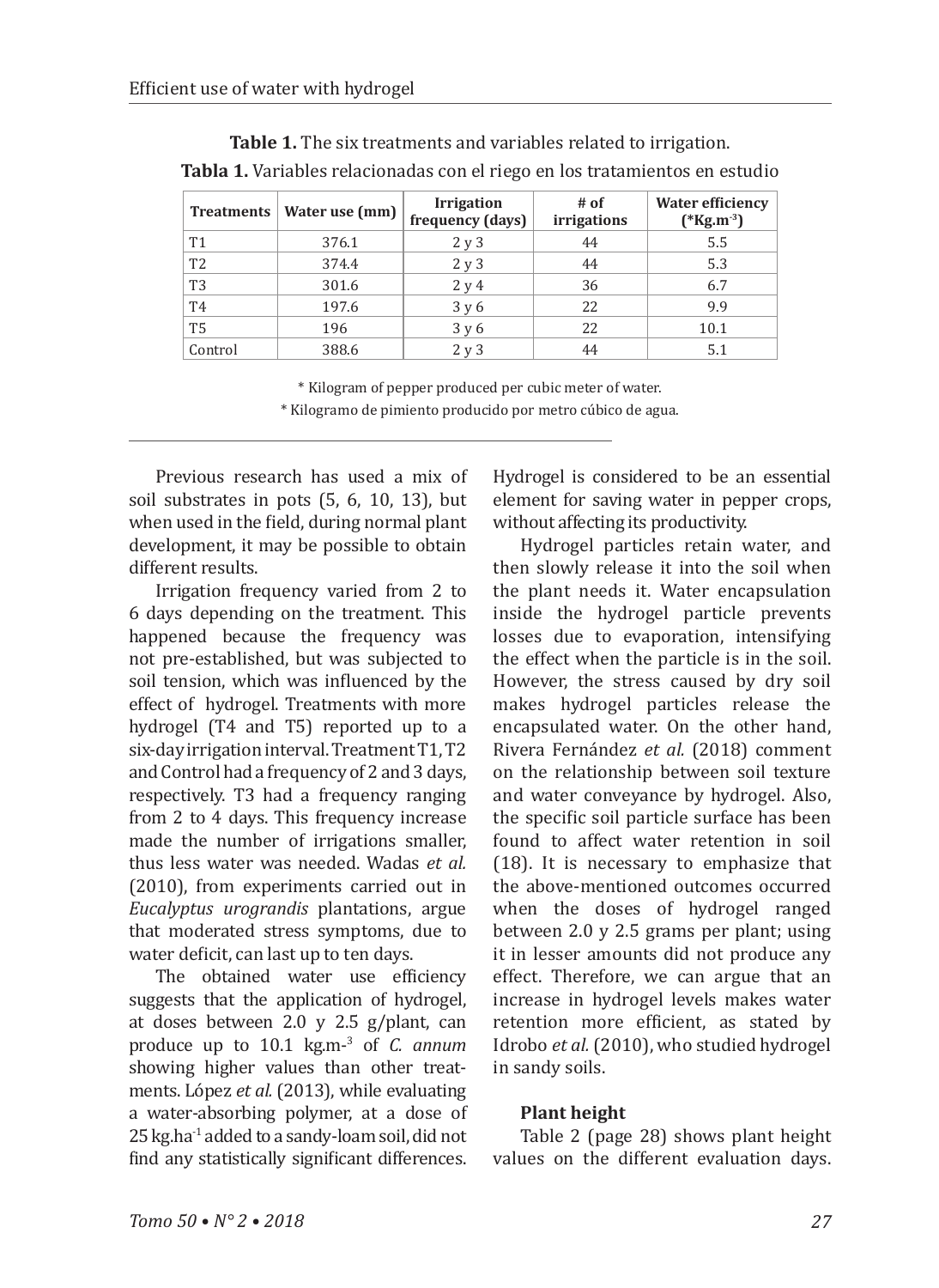**Table 1.** The six treatments and variables related to irrigation.

**Tabla 1.** Variables relacionadas con el riego en los tratamientos en estudio

| Treatments | Water use (mm) | Irrigation frequency (days) | # of irrigations | Water efficiency (*Kg.m$^{-3}$) |
|---|---|---|---|---|
| T1 | 376.1 | 2 y 3 | 44 | 5.5 |
| T2 | 374.4 | 2 y 3 | 44 | 5.3 |
| T3 | 301.6 | 2 y 4 | 36 | 6.7 |
| T4 | 197.6 | 3 y 6 | 22 | 9.9 |
| T5 | 196 | 3 y 6 | 22 | 10.1 |
| Control | 388.6 | 2 y 3 | 44 | 5.1 |

* Kilogram of pepper produced per cubic meter of water.

* Kilogramo de pimiento producido por metro cúbico de agua.

Previous research has used a mix of soil substrates in pots (5, 6, 10, 13), but when used in the field, during normal plant development, it may be possible to obtain different results.

Irrigation frequency varied from 2 to 6 days depending on the treatment. This happened because the frequency was not pre-established, but was subjected to soil tension, which was influenced by the effect of hydrogel. Treatments with more hydrogel (T4 and T5) reported up to a six-day irrigation interval. Treatment T1, T2 and Control had a frequency of 2 and 3 days, respectively. T3 had a frequency ranging from 2 to 4 days. This frequency increase made the number of irrigations smaller, thus less water was needed. Wadas *et al.* (2010), from experiments carried out in *Eucalyptus urograndis* plantations, argue that moderated stress symptoms, due to water deficit, can last up to ten days.

The obtained water use efficiency suggests that the application of hydrogel, at doses between 2.0 y 2.5 g/plant, can produce up to 10.1 kg.m$^{-3}$ of *C. annum* showing higher values than other treatments. López *et al.* (2013), while evaluating a water-absorbing polymer, at a dose of 25 kg.ha$^{-1}$ added to a sandy-loam soil, did not find any statistically significant differences. Hydrogel is considered to be an essential element for saving water in pepper crops, without affecting its productivity.

Hydrogel particles retain water, and then slowly release it into the soil when the plant needs it. Water encapsulation inside the hydrogel particle prevents losses due to evaporation, intensifying the effect when the particle is in the soil. However, the stress caused by dry soil makes hydrogel particles release the encapsulated water. On the other hand, Rivera Fernández *et al.* (2018) comment on the relationship between soil texture and water conveyance by hydrogel. Also, the specific soil particle surface has been found to affect water retention in soil (18). It is necessary to emphasize that the above-mentioned outcomes occurred when the doses of hydrogel ranged between 2.0 y 2.5 grams per plant; using it in lesser amounts did not produce any effect. Therefore, we can argue that an increase in hydrogel levels makes water retention more efficient, as stated by Idrobo *et al.* (2010), who studied hydrogel in sandy soils.

### Plant height

Table 2 (page 28) shows plant height values on the different evaluation days.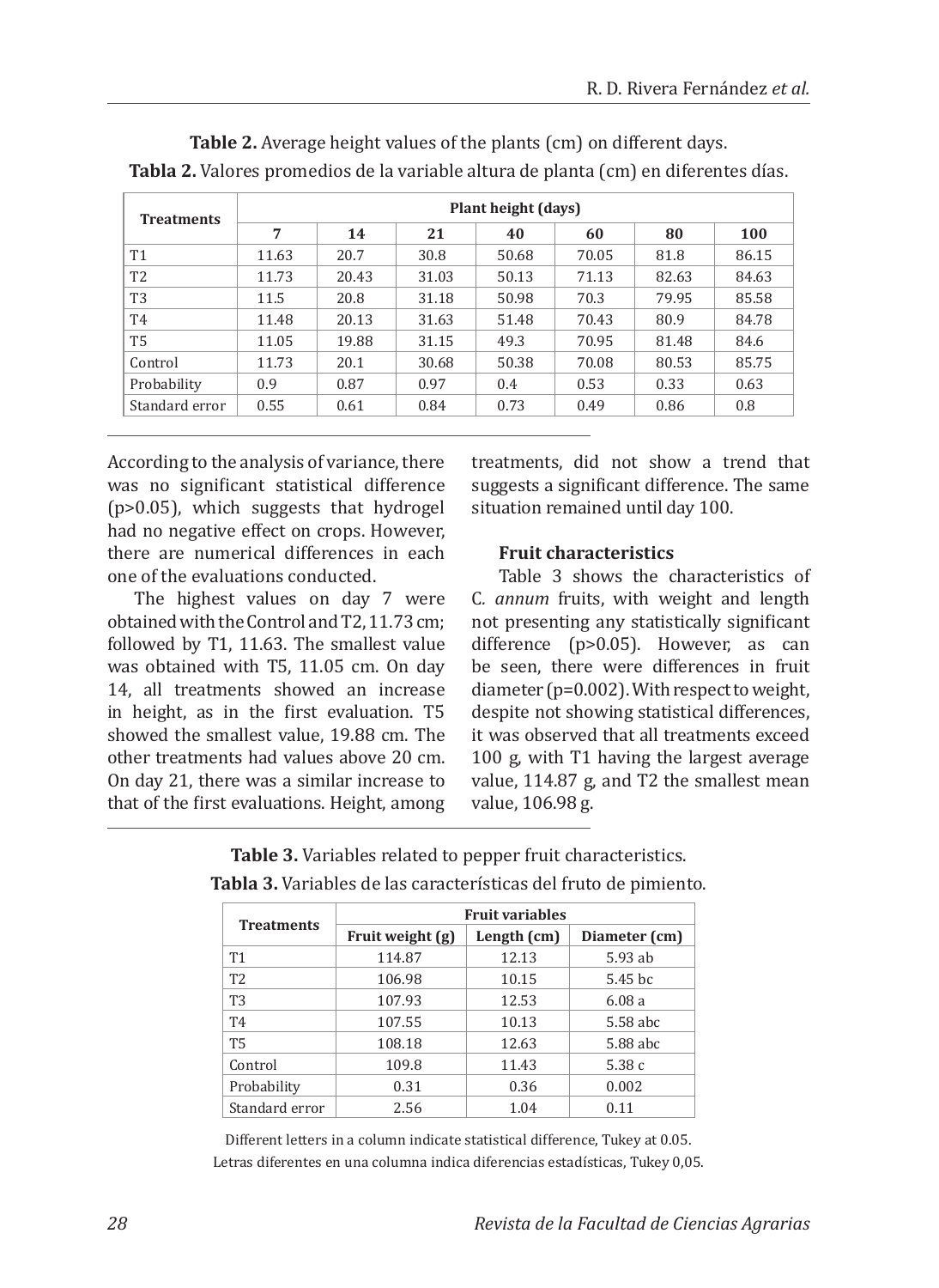**Table 2.** Average height values of the plants (cm) on different days.

**Tabla 2.** Valores promedios de la variable altura de planta (cm) en diferentes días.

| Treatments | Plant height (days) | | | | | | |
|---|---|---|---|---|---|---|---|
| | 7 | 14 | 21 | 40 | 60 | 80 | 100 |
| T1 | 11.63 | 20.7 | 30.8 | 50.68 | 70.05 | 81.8 | 86.15 |
| T2 | 11.73 | 20.43 | 31.03 | 50.13 | 71.13 | 82.63 | 84.63 |
| T3 | 11.5 | 20.8 | 31.18 | 50.98 | 70.3 | 79.95 | 85.58 |
| T4 | 11.48 | 20.13 | 31.63 | 51.48 | 70.43 | 80.9 | 84.78 |
| T5 | 11.05 | 19.88 | 31.15 | 49.3 | 70.95 | 81.48 | 84.6 |
| Control | 11.73 | 20.1 | 30.68 | 50.38 | 70.08 | 80.53 | 85.75 |
| Probability | 0.9 | 0.87 | 0.97 | 0.4 | 0.53 | 0.33 | 0.63 |
| Standard error | 0.55 | 0.61 | 0.84 | 0.73 | 0.49 | 0.86 | 0.8 |

According to the analysis of variance, there was no significant statistical difference (p>0.05), which suggests that hydrogel had no negative effect on crops. However, there are numerical differences in each one of the evaluations conducted.

The highest values on day 7 were obtained with the Control and T2, 11.73 cm; followed by T1, 11.63. The smallest value was obtained with T5, 11.05 cm. On day 14, all treatments showed an increase in height, as in the first evaluation. T5 showed the smallest value, 19.88 cm. The other treatments had values above 20 cm. On day 21, there was a similar increase to that of the first evaluations. Height, among treatments, did not show a trend that suggests a significant difference. The same situation remained until day 100.

### Fruit characteristics

Table 3 shows the characteristics of *C. annum* fruits, with weight and length not presenting any statistically significant difference (p>0.05). However, as can be seen, there were differences in fruit diameter (p=0.002). With respect to weight, despite not showing statistical differences, it was observed that all treatments exceed 100 g, with T1 having the largest average value, 114.87 g, and T2 the smallest mean value, 106.98 g.

**Table 3.** Variables related to pepper fruit characteristics.

**Tabla 3.** Variables de las características del fruto de pimiento.

| Treatments | Fruit variables | | |
|---|---|---|---|
| | Fruit weight (g) | Length (cm) | Diameter (cm) |
| T1 | 114.87 | 12.13 | 5.93 ab |
| T2 | 106.98 | 10.15 | 5.45 bc |
| T3 | 107.93 | 12.53 | 6.08 a |
| T4 | 107.55 | 10.13 | 5.58 abc |
| T5 | 108.18 | 12.63 | 5.88 abc |
| Control | 109.8 | 11.43 | 5.38 c |
| Probability | 0.31 | 0.36 | 0.002 |
| Standard error | 2.56 | 1.04 | 0.11 |

Different letters in a column indicate statistical difference, Tukey at 0.05.

Letras diferentes en una columna indica diferencias estadísticas, Tukey 0,05.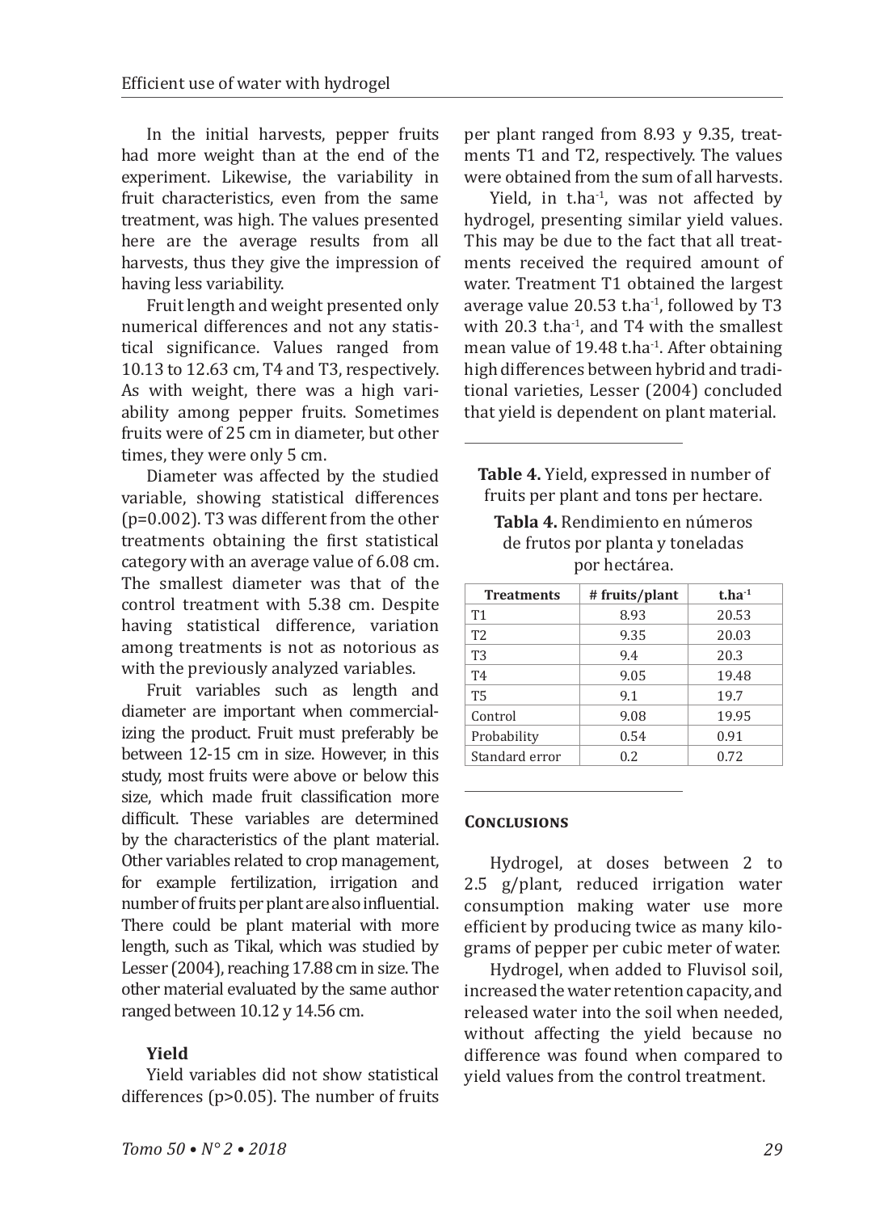In the initial harvests, pepper fruits had more weight than at the end of the experiment. Likewise, the variability in fruit characteristics, even from the same treatment, was high. The values presented here are the average results from all harvests, thus they give the impression of having less variability.

Fruit length and weight presented only numerical differences and not any statistical significance. Values ranged from 10.13 to 12.63 cm, T4 and T3, respectively. As with weight, there was a high variability among pepper fruits. Sometimes fruits were of 25 cm in diameter, but other times, they were only 5 cm.

Diameter was affected by the studied variable, showing statistical differences ($p=0.002$). T3 was different from the other treatments obtaining the first statistical category with an average value of 6.08 cm. The smallest diameter was that of the control treatment with 5.38 cm. Despite having statistical difference, variation among treatments is not as notorious as with the previously analyzed variables.

Fruit variables such as length and diameter are important when commercializing the product. Fruit must preferably be between 12-15 cm in size. However, in this study, most fruits were above or below this size, which made fruit classification more difficult. These variables are determined by the characteristics of the plant material. Other variables related to crop management, for example fertilization, irrigation and number of fruits per plant are also influential. There could be plant material with more length, such as Tikal, which was studied by Lesser (2004), reaching 17.88 cm in size. The other material evaluated by the same author ranged between 10.12 y 14.56 cm.

### Yield

Yield variables did not show statistical differences ($p>0.05$). The number of fruits per plant ranged from 8.93 y 9.35, treatments T1 and T2, respectively. The values were obtained from the sum of all harvests.

Yield, in $t.ha^{-1}$, was not affected by hydrogel, presenting similar yield values. This may be due to the fact that all treatments received the required amount of water. Treatment T1 obtained the largest average value 20.53 $t.ha^{-1}$, followed by T3 with 20.3 $t.ha^{-1}$, and T4 with the smallest mean value of 19.48 $t.ha^{-1}$. After obtaining high differences between hybrid and traditional varieties, Lesser (2004) concluded that yield is dependent on plant material.

**Table 4.** Yield, expressed in number of fruits per plant and tons per hectare.

**Tabla 4.** Rendimiento en números de frutos por planta y toneladas por hectárea.

| Treatments | # fruits/plant | $t.ha^{-1}$ |
|---|---|---|
| T1 | 8.93 | 20.53 |
| T2 | 9.35 | 20.03 |
| T3 | 9.4 | 20.3 |
| T4 | 9.05 | 19.48 |
| T5 | 9.1 | 19.7 |
| Control | 9.08 | 19.95 |
| Probability | 0.54 | 0.91 |
| Standard error | 0.2 | 0.72 |

## Conclusions

Hydrogel, at doses between 2 to 2.5 g/plant, reduced irrigation water consumption making water use more efficient by producing twice as many kilograms of pepper per cubic meter of water.

Hydrogel, when added to Fluvisol soil, increased the water retention capacity, and released water into the soil when needed, without affecting the yield because no difference was found when compared to yield values from the control treatment.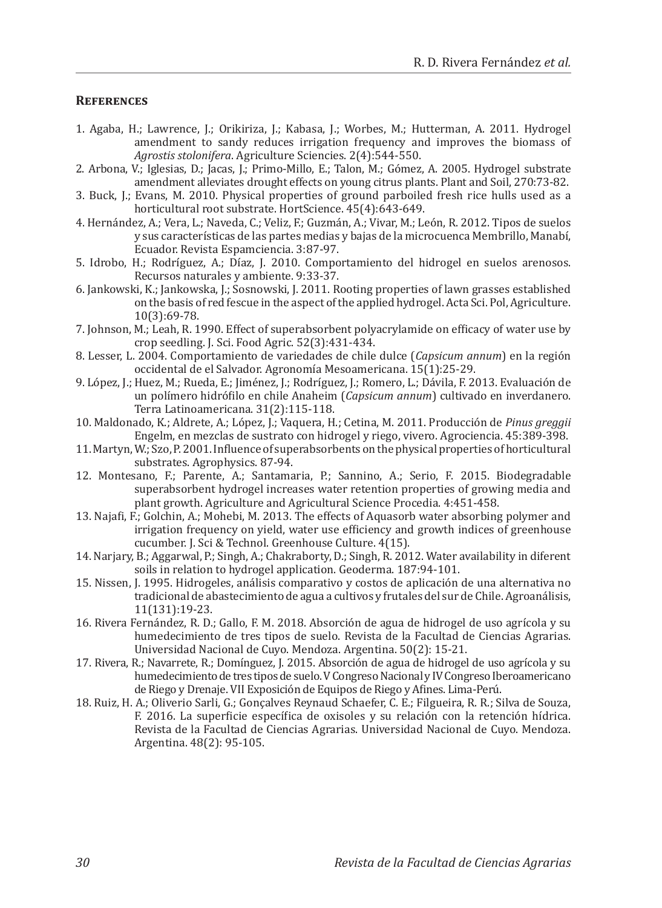## References

1. Agaba, H.; Lawrence, J.; Orikiriza, J.; Kabasa, J.; Worbes, M.; Hutterman, A. 2011. Hydrogel amendment to sandy reduces irrigation frequency and improves the biomass of *Agrostis stolonifera*. Agriculture Sciencies. 2(4):544-550.
2. Arbona, V.; Iglesias, D.; Jacas, J.; Primo-Millo, E.; Talon, M.; Gómez, A. 2005. Hydrogel substrate amendment alleviates drought effects on young citrus plants. Plant and Soil, 270:73-82.
3. Buck, J.; Evans, M. 2010. Physical properties of ground parboiled fresh rice hulls used as a horticultural root substrate. HortScience. 45(4):643-649.
4. Hernández, A.; Vera, L.; Naveda, C.; Veliz, F.; Guzmán, A.; Vivar, M.; León, R. 2012. Tipos de suelos y sus características de las partes medias y bajas de la microcuenca Membrillo, Manabí, Ecuador. Revista Espamciencia. 3:87-97.
5. Idrobo, H.; Rodríguez, A.; Díaz, J. 2010. Comportamiento del hidrogel en suelos arenosos. Recursos naturales y ambiente. 9:33-37.
6. Jankowski, K.; Jankowska, J.; Sosnowski, J. 2011. Rooting properties of lawn grasses established on the basis of red fescue in the aspect of the applied hydrogel. Acta Sci. Pol, Agriculture. 10(3):69-78.
7. Johnson, M.; Leah, R. 1990. Effect of superabsorbent polyacrylamide on efficacy of water use by crop seedling. J. Sci. Food Agric. 52(3):431-434.
8. Lesser, L. 2004. Comportamiento de variedades de chile dulce (*Capsicum annum*) en la región occidental de el Salvador. Agronomía Mesoamericana. 15(1):25-29.
9. López, J.; Huez, M.; Rueda, E.; Jiménez, J.; Rodríguez, J.; Romero, L.; Dávila, F. 2013. Evaluación de un polímero hidrófilo en chile Anaheim (*Capsicum annum*) cultivado en inverdanero. Terra Latinoamericana. 31(2):115-118.
10. Maldonado, K.; Aldrete, A.; López, J.; Vaquera, H.; Cetina, M. 2011. Producción de *Pinus greggii* Engelm, en mezclas de sustrato con hidrogel y riego, vivero. Agrociencia. 45:389-398.
11. Martyn, W.; Szo, P. 2001. Influence of superabsorbents on the physical properties of horticultural substrates. Agrophysics. 87-94.
12. Montesano, F.; Parente, A.; Santamaria, P.; Sannino, A.; Serio, F. 2015. Biodegradable superabsorbent hydrogel increases water retention properties of growing media and plant growth. Agriculture and Agricultural Science Procedia. 4:451-458.
13. Najafi, F.; Golchin, A.; Mohebi, M. 2013. The effects of Aquasorb water absorbing polymer and irrigation frequency on yield, water use efficiency and growth indices of greenhouse cucumber. J. Sci & Technol. Greenhouse Culture. 4(15).
14. Narjary, B.; Aggarwal, P.; Singh, A.; Chakraborty, D.; Singh, R. 2012. Water availability in diferent soils in relation to hydrogel application. Geoderma. 187:94-101.
15. Nissen, J. 1995. Hidrogeles, análisis comparativo y costos de aplicación de una alternativa no tradicional de abastecimiento de agua a cultivos y frutales del sur de Chile. Agroanálisis, 11(131):19-23.
16. Rivera Fernández, R. D.; Gallo, F. M. 2018. Absorción de agua de hidrogel de uso agrícola y su humedecimiento de tres tipos de suelo. Revista de la Facultad de Ciencias Agrarias. Universidad Nacional de Cuyo. Mendoza. Argentina. 50(2): 15-21.
17. Rivera, R.; Navarrete, R.; Domínguez, J. 2015. Absorción de agua de hidrogel de uso agrícola y su humedecimiento de tres tipos de suelo. V Congreso Nacional y IV Congreso Iberoamericano de Riego y Drenaje. VII Exposición de Equipos de Riego y Afines. Lima-Perú.
18. Ruiz, H. A.; Oliverio Sarli, G.; Gonçalves Reynaud Schaefer, C. E.; Filgueira, R. R.; Silva de Souza, F. 2016. La superficie específica de oxisoles y su relación con la retención hídrica. Revista de la Facultad de Ciencias Agrarias. Universidad Nacional de Cuyo. Mendoza. Argentina. 48(2): 95-105.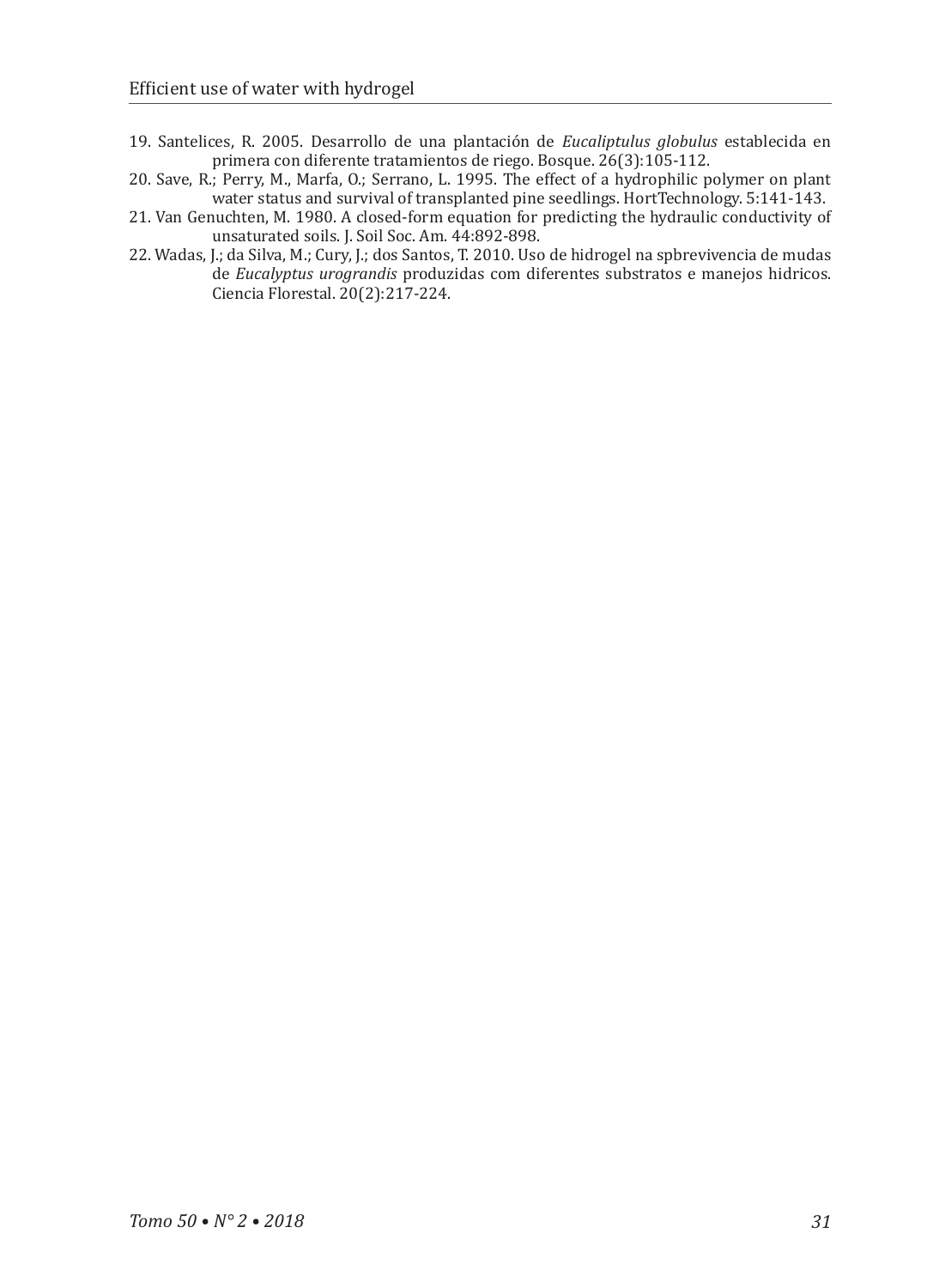19. Santelices, R. 2005. Desarrollo de una plantación de *Eucaliptulus globulus* establecida en primera con diferente tratamientos de riego. Bosque. 26(3):105-112.
20. Save, R.; Perry, M., Marfa, O.; Serrano, L. 1995. The effect of a hydrophilic polymer on plant water status and survival of transplanted pine seedlings. HortTechnology. 5:141-143.
21. Van Genuchten, M. 1980. A closed-form equation for predicting the hydraulic conductivity of unsaturated soils. J. Soil Soc. Am. 44:892-898.
22. Wadas, J.; da Silva, M.; Cury, J.; dos Santos, T. 2010. Uso de hidrogel na spbrevivencia de mudas de *Eucalyptus urograndis* produzidas com diferentes substratos e manejos hidricos. Ciencia Florestal. 20(2):217-224.